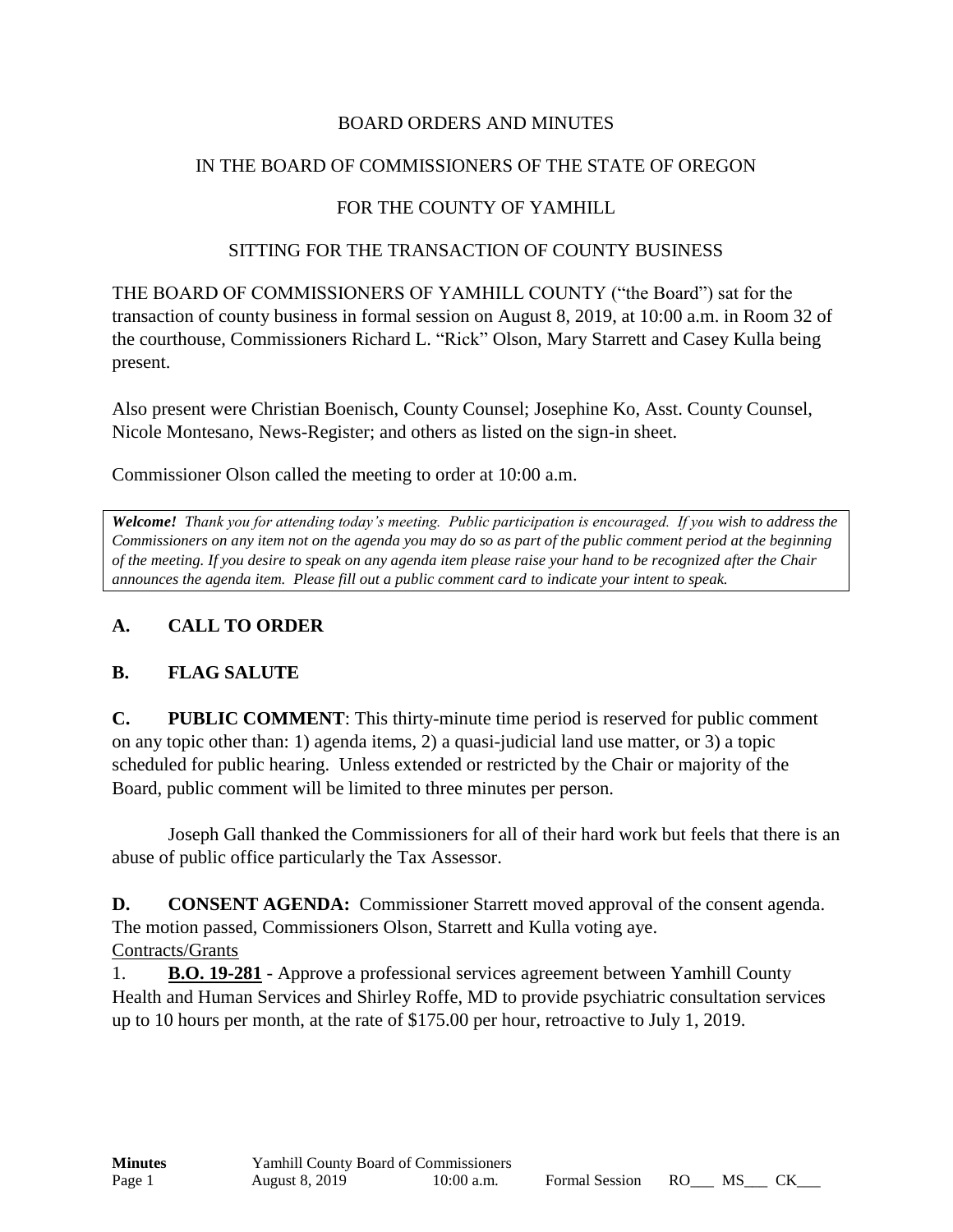BOARD ORDERS AND MINUTES

IN THE BOARD OF COMMISSIONERS OF THE STATE OF OREGON

FOR THE COUNTY OF YAMHILL

SITTING FOR THE TRANSACTION OF COUNTY BUSINESS

THE BOARD OF COMMISSIONERS OF YAMHILL COUNTY ("the Board") sat for the transaction of county business in formal session on August 8, 2019, at 10:00 a.m. in Room 32 of the courthouse, Commissioners Richard L. "Rick" Olson, Mary Starrett and Casey Kulla being present.

Also present were Christian Boenisch, County Counsel; Josephine Ko, Asst. County Counsel, Nicole Montesano, News-Register; and others as listed on the sign-in sheet.

Commissioner Olson called the meeting to order at 10:00 a.m.

> ***Welcome!*** *Thank you for attending today's meeting. Public participation is encouraged. If you wish to address the Commissioners on any item not on the agenda you may do so as part of the public comment period at the beginning of the meeting. If you desire to speak on any agenda item please raise your hand to be recognized after the Chair announces the agenda item. Please fill out a public comment card to indicate your intent to speak.*

## A. CALL TO ORDER

## B. FLAG SALUTE

**C. PUBLIC COMMENT**: This thirty-minute time period is reserved for public comment on any topic other than: 1) agenda items, 2) a quasi-judicial land use matter, or 3) a topic scheduled for public hearing. Unless extended or restricted by the Chair or majority of the Board, public comment will be limited to three minutes per person.

Joseph Gall thanked the Commissioners for all of their hard work but feels that there is an abuse of public office particularly the Tax Assessor.

**D. CONSENT AGENDA:** Commissioner Starrett moved approval of the consent agenda. The motion passed, Commissioners Olson, Starrett and Kulla voting aye.

Contracts/Grants

1. **B.O. 19-281** - Approve a professional services agreement between Yamhill County Health and Human Services and Shirley Roffe, MD to provide psychiatric consultation services up to 10 hours per month, at the rate of $175.00 per hour, retroactive to July 1, 2019.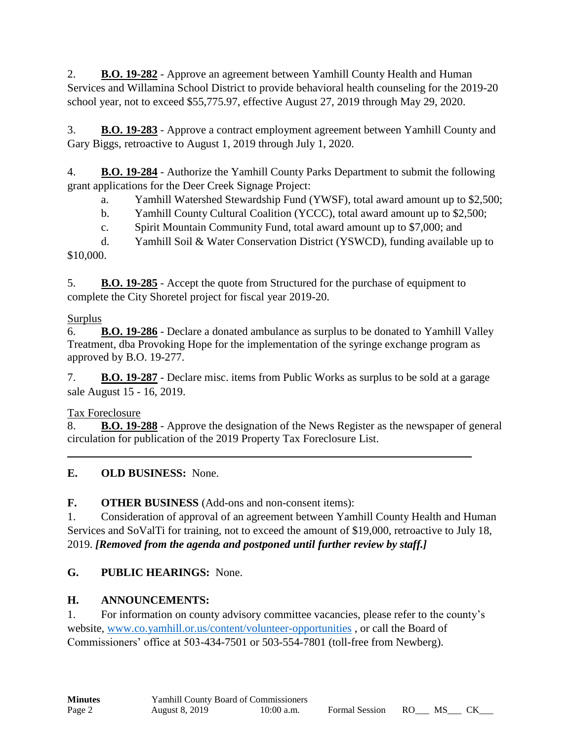2. **B.O. 19-282** - Approve an agreement between Yamhill County Health and Human Services and Willamina School District to provide behavioral health counseling for the 2019-20 school year, not to exceed $55,775.97, effective August 27, 2019 through May 29, 2020.

3. **B.O. 19-283** - Approve a contract employment agreement between Yamhill County and Gary Biggs, retroactive to August 1, 2019 through July 1, 2020.

4. **B.O. 19-284** - Authorize the Yamhill County Parks Department to submit the following grant applications for the Deer Creek Signage Project:
   a. Yamhill Watershed Stewardship Fund (YWSF), total award amount up to $2,500;
   b. Yamhill County Cultural Coalition (YCCC), total award amount up to $2,500;
   c. Spirit Mountain Community Fund, total award amount up to $7,000; and
   d. Yamhill Soil & Water Conservation District (YSWCD), funding available up to $10,000.

5. **B.O. 19-285** - Accept the quote from Structured for the purchase of equipment to complete the City Shoretel project for fiscal year 2019-20.

Surplus

6. **B.O. 19-286** - Declare a donated ambulance as surplus to be donated to Yamhill Valley Treatment, dba Provoking Hope for the implementation of the syringe exchange program as approved by B.O. 19-277.

7. **B.O. 19-287** - Declare misc. items from Public Works as surplus to be sold at a garage sale August 15 - 16, 2019.

Tax Foreclosure

8. **B.O. 19-288** - Approve the designation of the News Register as the newspaper of general circulation for publication of the 2019 Property Tax Foreclosure List.

---

**E. OLD BUSINESS:** None.

**F. OTHER BUSINESS** (Add-ons and non-consent items):

1. Consideration of approval of an agreement between Yamhill County Health and Human Services and SoValTi for training, not to exceed the amount of $19,000, retroactive to July 18, 2019. ***[Removed from the agenda and postponed until further review by staff.]***

**G. PUBLIC HEARINGS:** None.

**H. ANNOUNCEMENTS:**

1. For information on county advisory committee vacancies, please refer to the county's website, www.co.yamhill.or.us/content/volunteer-opportunities , or call the Board of Commissioners' office at 503-434-7501 or 503-554-7801 (toll-free from Newberg).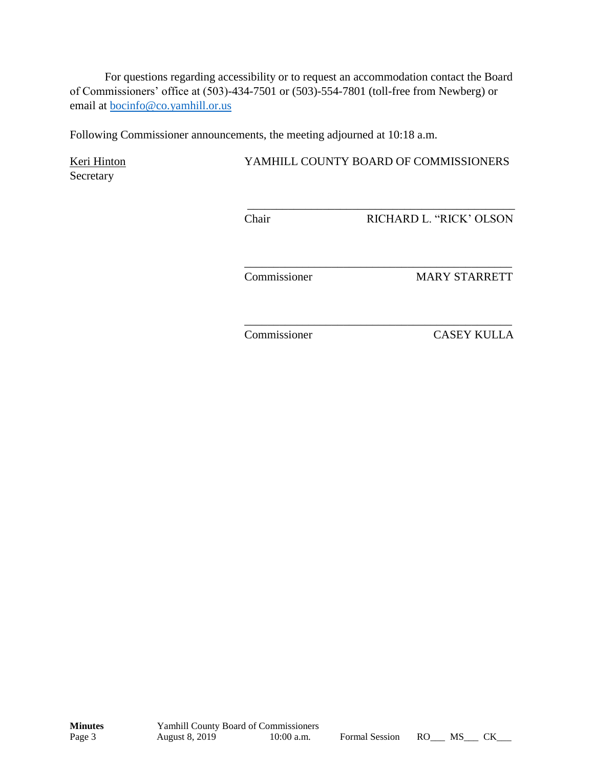For questions regarding accessibility or to request an accommodation contact the Board of Commissioners' office at (503)-434-7501 or (503)-554-7801 (toll-free from Newberg) or email at bocinfo@co.yamhill.or.us

Following Commissioner announcements, the meeting adjourned at 10:18 a.m.

Keri Hinton
Secretary

YAMHILL COUNTY BOARD OF COMMISSIONERS

______________________________________________
Chair RICHARD L. "RICK' OLSON

______________________________________________
Commissioner MARY STARRETT

______________________________________________
Commissioner CASEY KULLA